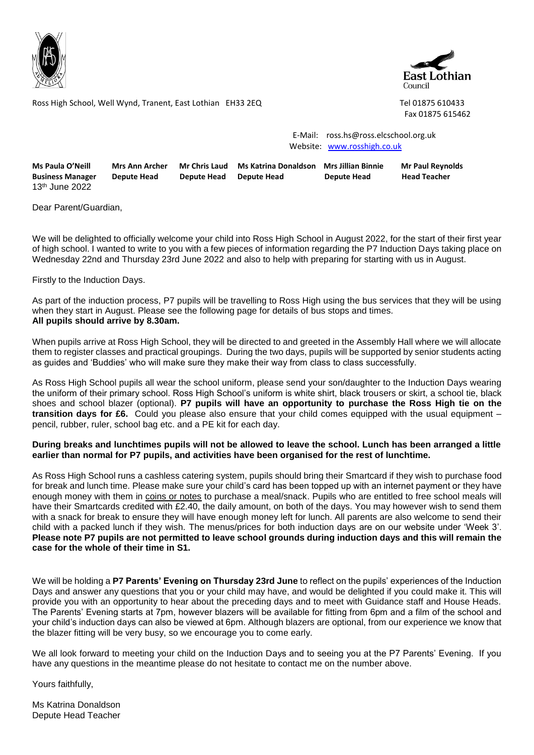Ross High School, Well Wynd, Tranent, East Lothian EH33 2EQ

Tel 01875 610433
Fax 01875 615462

E-Mail: ross.hs@ross.elcschool.org.uk
Website: www.rosshigh.co.uk

| **Ms Paula O'Neill** | **Mrs Ann Archer** | **Mr Chris Laud** | **Ms Katrina Donaldson** | **Mrs Jillian Binnie** | **Mr Paul Reynolds** |
|---|---|---|---|---|---|
| **Business Manager** | **Depute Head** | **Depute Head** | **Depute Head** | **Depute Head** | **Head Teacher** |

13th June 2022

Dear Parent/Guardian,

We will be delighted to officially welcome your child into Ross High School in August 2022, for the start of their first year of high school. I wanted to write to you with a few pieces of information regarding the P7 Induction Days taking place on Wednesday 22nd and Thursday 23rd June 2022 and also to help with preparing for starting with us in August.

Firstly to the Induction Days.

As part of the induction process, P7 pupils will be travelling to Ross High using the bus services that they will be using when they start in August. Please see the following page for details of bus stops and times.
**All pupils should arrive by 8.30am.**

When pupils arrive at Ross High School, they will be directed to and greeted in the Assembly Hall where we will allocate them to register classes and practical groupings. During the two days, pupils will be supported by senior students acting as guides and 'Buddies' who will make sure they make their way from class to class successfully.

As Ross High School pupils all wear the school uniform, please send your son/daughter to the Induction Days wearing the uniform of their primary school. Ross High School's uniform is white shirt, black trousers or skirt, a school tie, black shoes and school blazer (optional). **P7 pupils will have an opportunity to purchase the Ross High tie on the transition days for £6.** Could you please also ensure that your child comes equipped with the usual equipment – pencil, rubber, ruler, school bag etc. and a PE kit for each day.

**During breaks and lunchtimes pupils will not be allowed to leave the school. Lunch has been arranged a little earlier than normal for P7 pupils, and activities have been organised for the rest of lunchtime.**

As Ross High School runs a cashless catering system, pupils should bring their Smartcard if they wish to purchase food for break and lunch time. Please make sure your child's card has been topped up with an internet payment or they have enough money with them in coins or notes to purchase a meal/snack. Pupils who are entitled to free school meals will have their Smartcards credited with £2.40, the daily amount, on both of the days. You may however wish to send them with a snack for break to ensure they will have enough money left for lunch. All parents are also welcome to send their child with a packed lunch if they wish. The menus/prices for both induction days are on our website under 'Week 3'. **Please note P7 pupils are not permitted to leave school grounds during induction days and this will remain the case for the whole of their time in S1.**

We will be holding a **P7 Parents' Evening on Thursday 23rd June** to reflect on the pupils' experiences of the Induction Days and answer any questions that you or your child may have, and would be delighted if you could make it. This will provide you with an opportunity to hear about the preceding days and to meet with Guidance staff and House Heads. The Parents' Evening starts at 7pm, however blazers will be available for fitting from 6pm and a film of the school and your child's induction days can also be viewed at 6pm. Although blazers are optional, from our experience we know that the blazer fitting will be very busy, so we encourage you to come early.

We all look forward to meeting your child on the Induction Days and to seeing you at the P7 Parents' Evening. If you have any questions in the meantime please do not hesitate to contact me on the number above.

Yours faithfully,

Ms Katrina Donaldson
Depute Head Teacher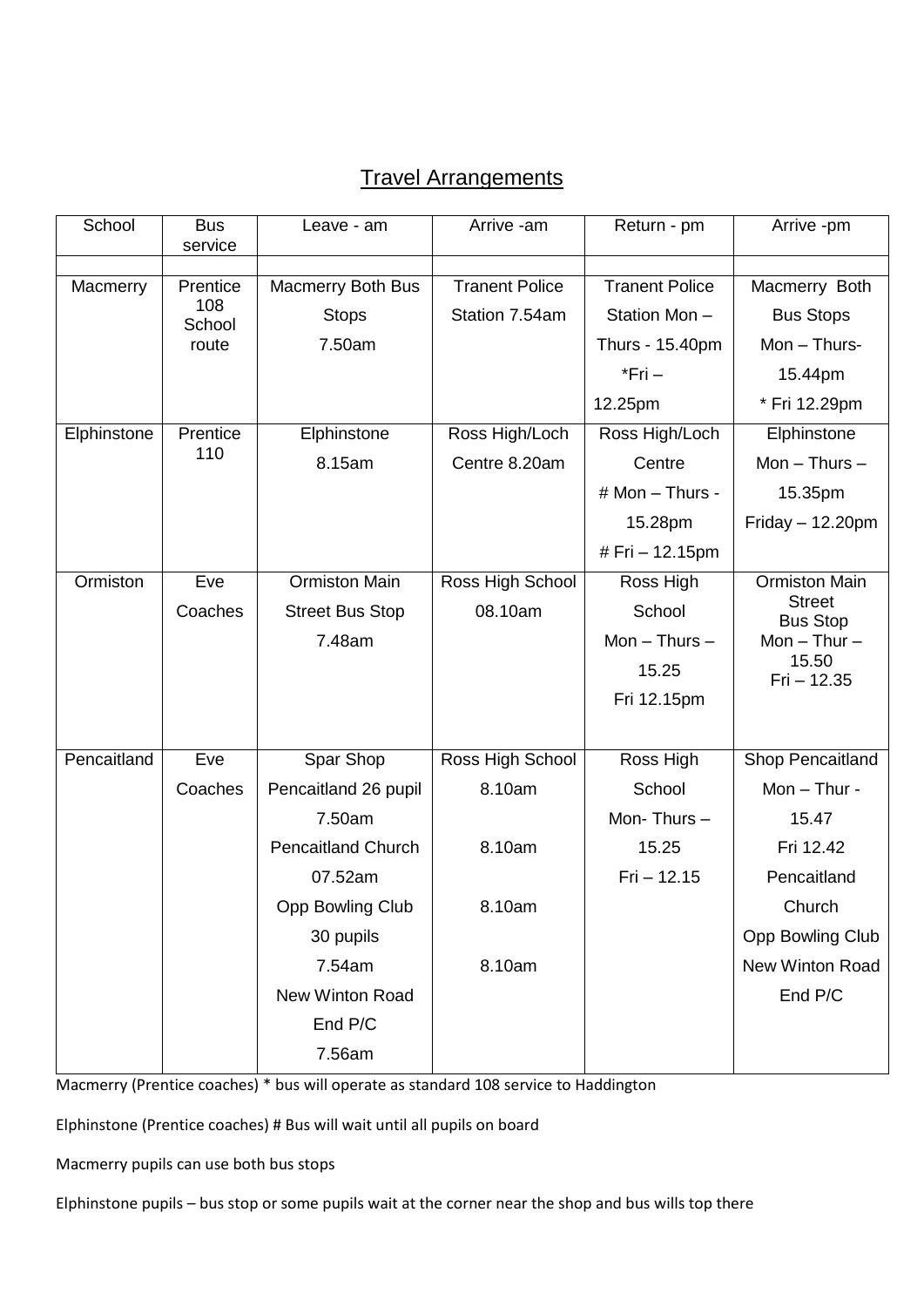# Travel Arrangements

| School | Bus service | Leave - am | Arrive -am | Return - pm | Arrive -pm |
| --- | --- | --- | --- | --- | --- |
| | | | | | |
| Macmerry | Prentice 108 School route | Macmerry Both Bus Stops 7.50am | Tranent Police Station 7.54am | Tranent Police Station Mon – Thurs - 15.40pm *Fri – 12.25pm | Macmerry Both Bus Stops Mon – Thurs- 15.44pm * Fri 12.29pm |
| Elphinstone | Prentice 110 | Elphinstone 8.15am | Ross High/Loch Centre 8.20am | Ross High/Loch Centre # Mon – Thurs - 15.28pm # Fri – 12.15pm | Elphinstone Mon – Thurs – 15.35pm Friday – 12.20pm |
| Ormiston | Eve Coaches | Ormiston Main Street Bus Stop 7.48am | Ross High School 08.10am | Ross High School Mon – Thurs – 15.25 Fri 12.15pm | Ormiston Main Street Bus Stop Mon – Thur – 15.50 Fri – 12.35 |
| Pencaitland | Eve Coaches | Spar Shop Pencaitland 26 pupil 7.50am Pencaitland Church 07.52am Opp Bowling Club 30 pupils 7.54am New Winton Road End P/C 7.56am | Ross High School 8.10am 8.10am 8.10am 8.10am | Ross High School Mon- Thurs – 15.25 Fri – 12.15 | Shop Pencaitland Mon – Thur - 15.47 Fri 12.42 Pencaitland Church Opp Bowling Club New Winton Road End P/C |

Macmerry (Prentice coaches) * bus will operate as standard 108 service to Haddington

Elphinstone (Prentice coaches) # Bus will wait until all pupils on board

Macmerry pupils can use both bus stops

Elphinstone pupils – bus stop or some pupils wait at the corner near the shop and bus wills top there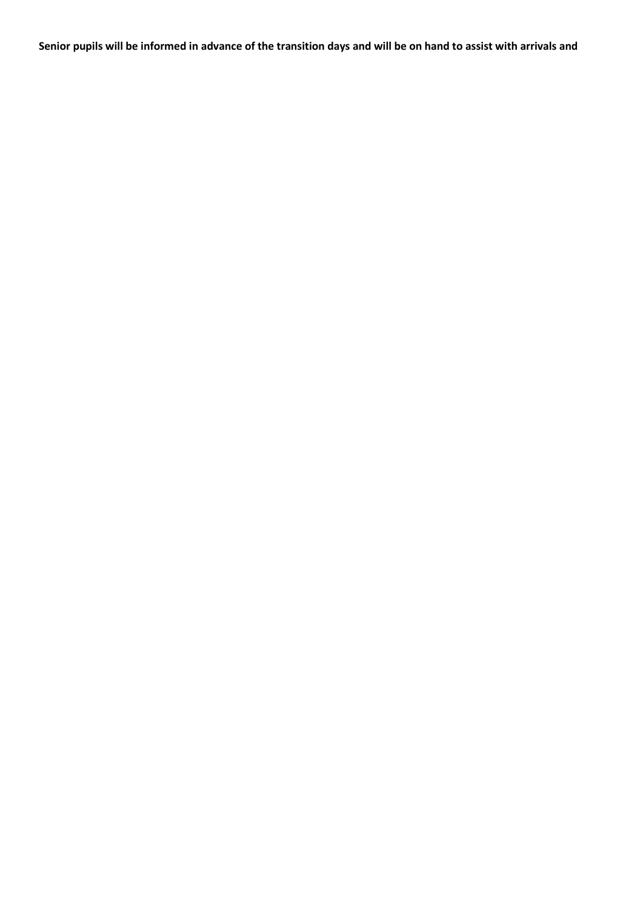**Senior pupils will be informed in advance of the transition days and will be on hand to assist with arrivals and**